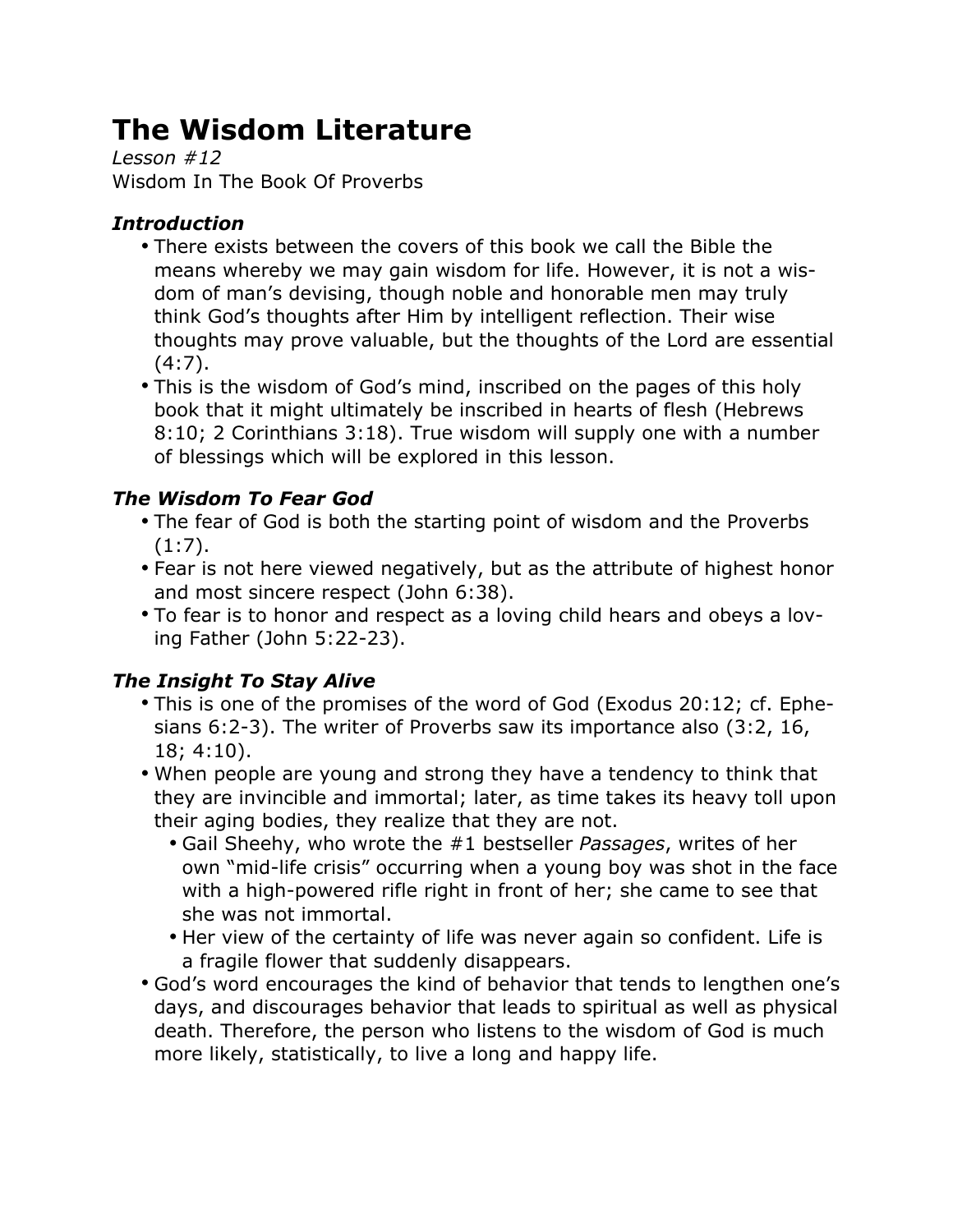# The Wisdom Literature

*Lesson #12*
Wisdom In The Book Of Proverbs

### *Introduction*

- There exists between the covers of this book we call the Bible the means whereby we may gain wisdom for life. However, it is not a wisdom of man's devising, though noble and honorable men may truly think God's thoughts after Him by intelligent reflection. Their wise thoughts may prove valuable, but the thoughts of the Lord are essential (4:7).
- This is the wisdom of God's mind, inscribed on the pages of this holy book that it might ultimately be inscribed in hearts of flesh (Hebrews 8:10; 2 Corinthians 3:18). True wisdom will supply one with a number of blessings which will be explored in this lesson.

### *The Wisdom To Fear God*

- The fear of God is both the starting point of wisdom and the Proverbs (1:7).
- Fear is not here viewed negatively, but as the attribute of highest honor and most sincere respect (John 6:38).
- To fear is to honor and respect as a loving child hears and obeys a loving Father (John 5:22-23).

### *The Insight To Stay Alive*

- This is one of the promises of the word of God (Exodus 20:12; cf. Ephesians 6:2-3). The writer of Proverbs saw its importance also (3:2, 16, 18; 4:10).
- When people are young and strong they have a tendency to think that they are invincible and immortal; later, as time takes its heavy toll upon their aging bodies, they realize that they are not.
  - Gail Sheehy, who wrote the #1 bestseller *Passages*, writes of her own "mid-life crisis" occurring when a young boy was shot in the face with a high-powered rifle right in front of her; she came to see that she was not immortal.
  - Her view of the certainty of life was never again so confident. Life is a fragile flower that suddenly disappears.
- God's word encourages the kind of behavior that tends to lengthen one's days, and discourages behavior that leads to spiritual as well as physical death. Therefore, the person who listens to the wisdom of God is much more likely, statistically, to live a long and happy life.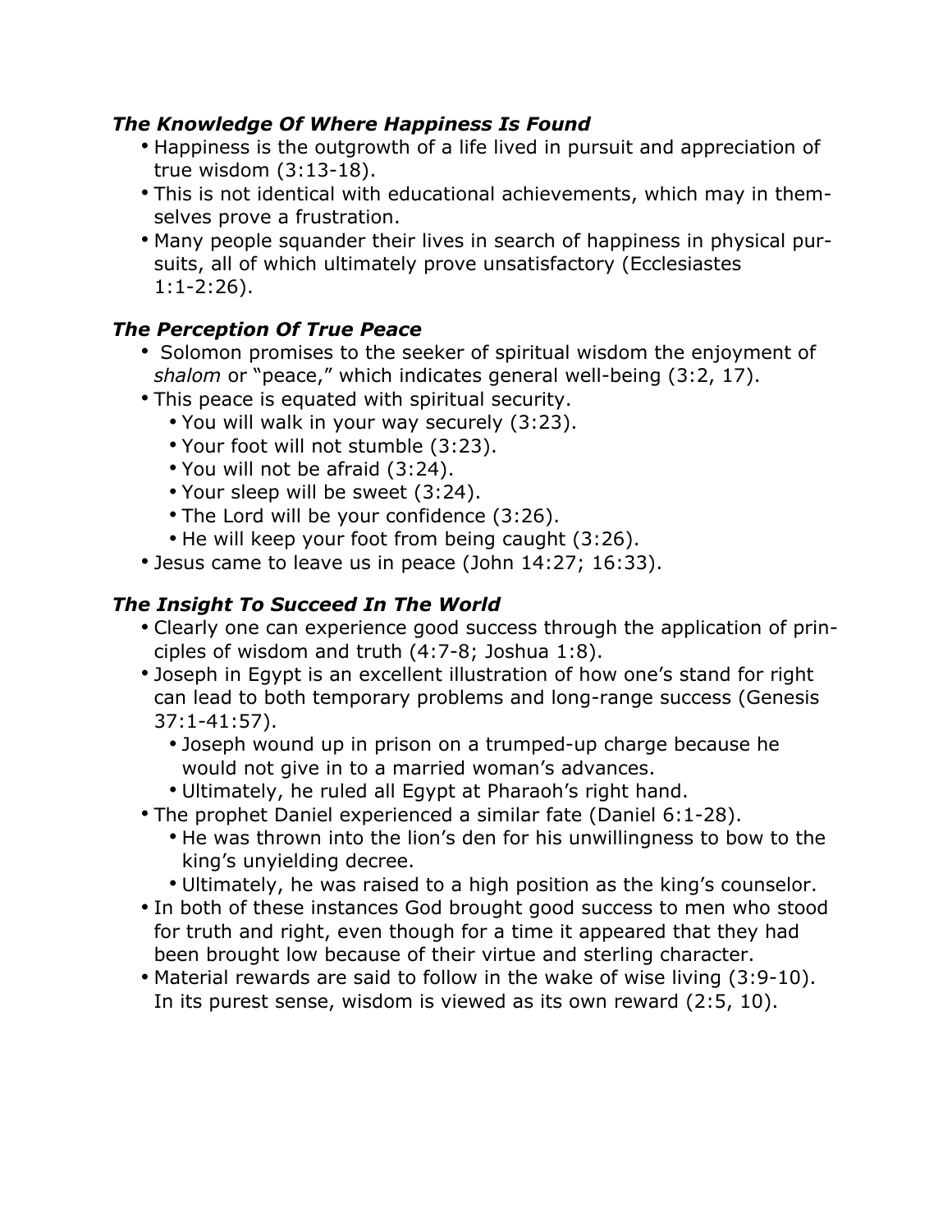### ***The Knowledge Of Where Happiness Is Found***

- Happiness is the outgrowth of a life lived in pursuit and appreciation of true wisdom (3:13-18).
- This is not identical with educational achievements, which may in themselves prove a frustration.
- Many people squander their lives in search of happiness in physical pursuits, all of which ultimately prove unsatisfactory (Ecclesiastes 1:1-2:26).

### ***The Perception Of True Peace***

- Solomon promises to the seeker of spiritual wisdom the enjoyment of *shalom* or "peace," which indicates general well-being (3:2, 17).
- This peace is equated with spiritual security.
  - You will walk in your way securely (3:23).
  - Your foot will not stumble (3:23).
  - You will not be afraid (3:24).
  - Your sleep will be sweet (3:24).
  - The Lord will be your confidence (3:26).
  - He will keep your foot from being caught (3:26).
- Jesus came to leave us in peace (John 14:27; 16:33).

### ***The Insight To Succeed In The World***

- Clearly one can experience good success through the application of principles of wisdom and truth (4:7-8; Joshua 1:8).
- Joseph in Egypt is an excellent illustration of how one's stand for right can lead to both temporary problems and long-range success (Genesis 37:1-41:57).
  - Joseph wound up in prison on a trumped-up charge because he would not give in to a married woman's advances.
  - Ultimately, he ruled all Egypt at Pharaoh's right hand.
- The prophet Daniel experienced a similar fate (Daniel 6:1-28).
  - He was thrown into the lion's den for his unwillingness to bow to the king's unyielding decree.
  - Ultimately, he was raised to a high position as the king's counselor.
- In both of these instances God brought good success to men who stood for truth and right, even though for a time it appeared that they had been brought low because of their virtue and sterling character.
- Material rewards are said to follow in the wake of wise living (3:9-10). In its purest sense, wisdom is viewed as its own reward (2:5, 10).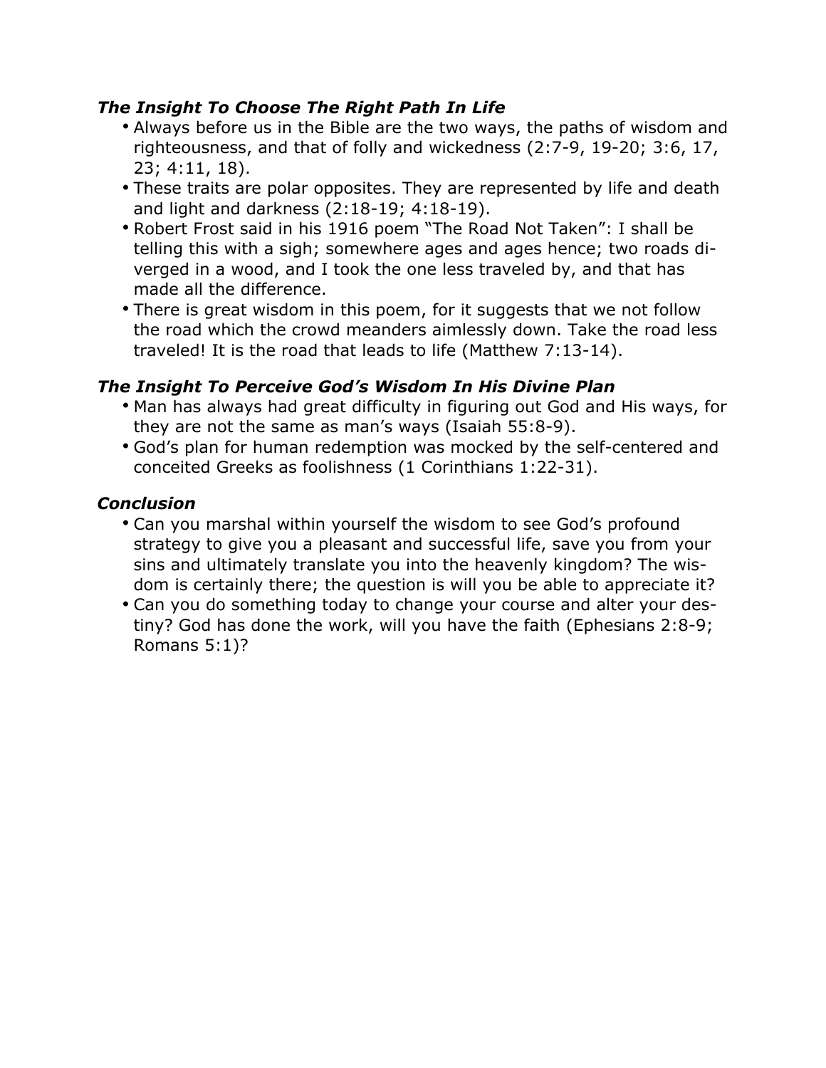### *The Insight To Choose The Right Path In Life*

- Always before us in the Bible are the two ways, the paths of wisdom and righteousness, and that of folly and wickedness (2:7-9, 19-20; 3:6, 17, 23; 4:11, 18).
- These traits are polar opposites. They are represented by life and death and light and darkness (2:18-19; 4:18-19).
- Robert Frost said in his 1916 poem "The Road Not Taken": I shall be telling this with a sigh; somewhere ages and ages hence; two roads diverged in a wood, and I took the one less traveled by, and that has made all the difference.
- There is great wisdom in this poem, for it suggests that we not follow the road which the crowd meanders aimlessly down. Take the road less traveled! It is the road that leads to life (Matthew 7:13-14).

### *The Insight To Perceive God's Wisdom In His Divine Plan*

- Man has always had great difficulty in figuring out God and His ways, for they are not the same as man's ways (Isaiah 55:8-9).
- God's plan for human redemption was mocked by the self-centered and conceited Greeks as foolishness (1 Corinthians 1:22-31).

### *Conclusion*

- Can you marshal within yourself the wisdom to see God's profound strategy to give you a pleasant and successful life, save you from your sins and ultimately translate you into the heavenly kingdom? The wisdom is certainly there; the question is will you be able to appreciate it?
- Can you do something today to change your course and alter your destiny? God has done the work, will you have the faith (Ephesians 2:8-9; Romans 5:1)?